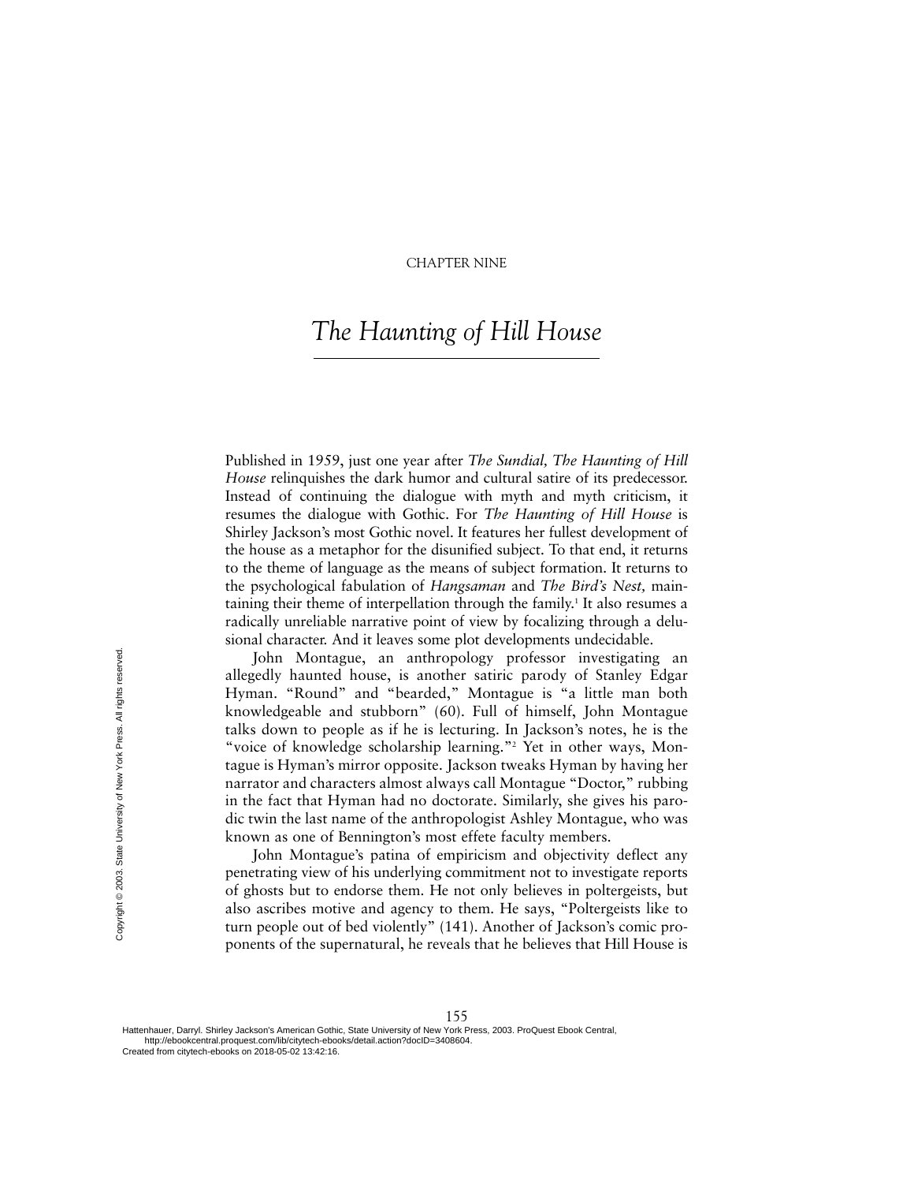CHAPTER NINE

# *The Haunting of Hill House*

Published in 1959, just one year after *The Sundial, The Haunting of Hill House* relinquishes the dark humor and cultural satire of its predecessor. Instead of continuing the dialogue with myth and myth criticism, it resumes the dialogue with Gothic. For *The Haunting of Hill House* is Shirley Jackson's most Gothic novel. It features her fullest development of the house as a metaphor for the disunified subject. To that end, it returns to the theme of language as the means of subject formation. It returns to the psychological fabulation of *Hangsaman* and *The Bird's Nest,* maintaining their theme of interpellation through the family.[1] It also resumes a radically unreliable narrative point of view by focalizing through a delusional character. And it leaves some plot developments undecidable.

John Montague, an anthropology professor investigating an allegedly haunted house, is another satiric parody of Stanley Edgar Hyman. "Round" and "bearded," Montague is "a little man both knowledgeable and stubborn" (60). Full of himself, John Montague talks down to people as if he is lecturing. In Jackson's notes, he is the "voice of knowledge scholarship learning."[2] Yet in other ways, Montague is Hyman's mirror opposite. Jackson tweaks Hyman by having her narrator and characters almost always call Montague "Doctor," rubbing in the fact that Hyman had no doctorate. Similarly, she gives his parodic twin the last name of the anthropologist Ashley Montague, who was known as one of Bennington's most effete faculty members.

John Montague's patina of empiricism and objectivity deflect any penetrating view of his underlying commitment not to investigate reports of ghosts but to endorse them. He not only believes in poltergeists, but also ascribes motive and agency to them. He says, "Poltergeists like to turn people out of bed violently" (141). Another of Jackson's comic proponents of the supernatural, he reveals that he believes that Hill House is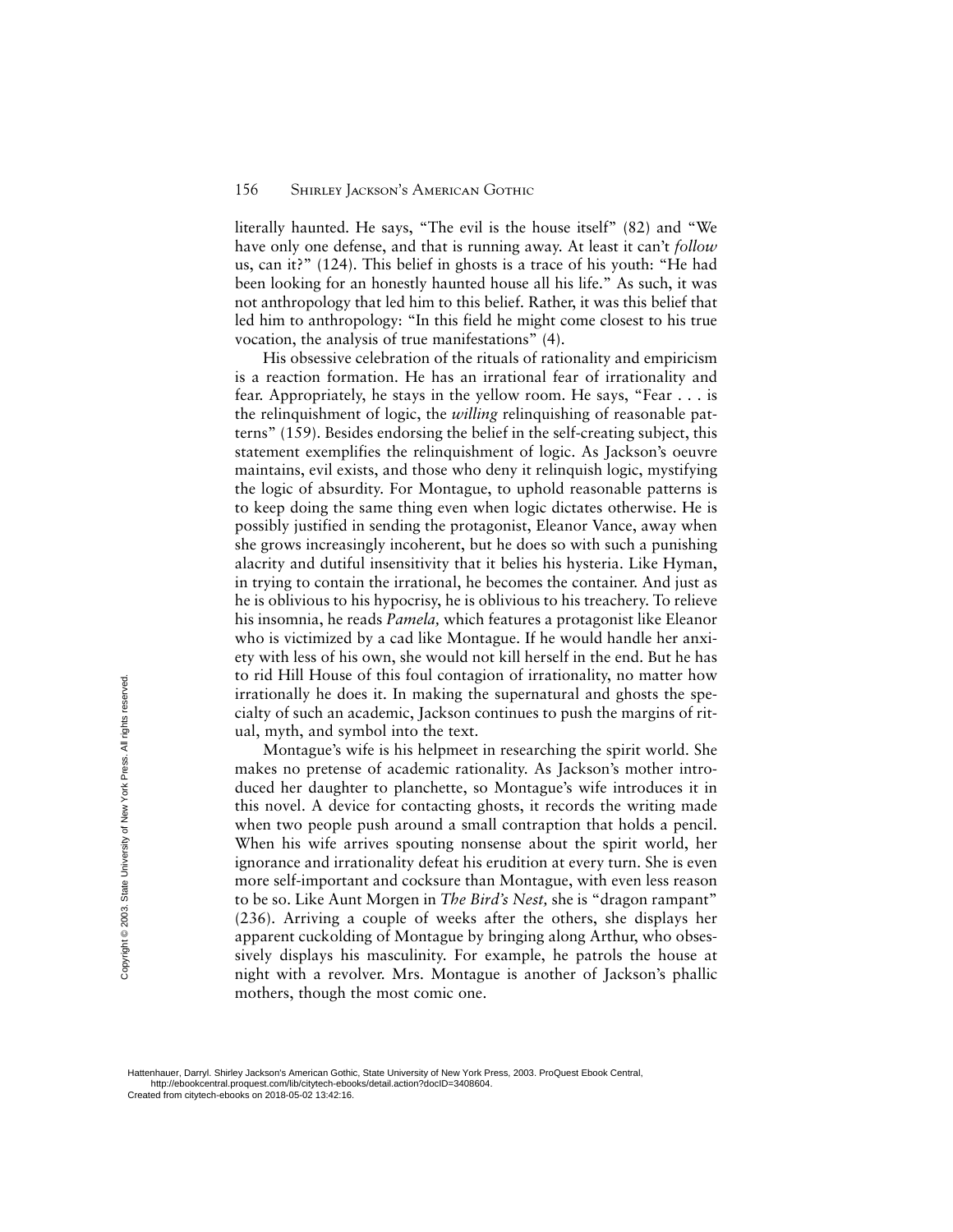literally haunted. He says, "The evil is the house itself" (82) and "We have only one defense, and that is running away. At least it can't *follow* us, can it?" (124). This belief in ghosts is a trace of his youth: "He had been looking for an honestly haunted house all his life." As such, it was not anthropology that led him to this belief. Rather, it was this belief that led him to anthropology: "In this field he might come closest to his true vocation, the analysis of true manifestations" (4).

His obsessive celebration of the rituals of rationality and empiricism is a reaction formation. He has an irrational fear of irrationality and fear. Appropriately, he stays in the yellow room. He says, "Fear . . . is the relinquishment of logic, the *willing* relinquishing of reasonable patterns" (159). Besides endorsing the belief in the self-creating subject, this statement exemplifies the relinquishment of logic. As Jackson's oeuvre maintains, evil exists, and those who deny it relinquish logic, mystifying the logic of absurdity. For Montague, to uphold reasonable patterns is to keep doing the same thing even when logic dictates otherwise. He is possibly justified in sending the protagonist, Eleanor Vance, away when she grows increasingly incoherent, but he does so with such a punishing alacrity and dutiful insensitivity that it belies his hysteria. Like Hyman, in trying to contain the irrational, he becomes the container. And just as he is oblivious to his hypocrisy, he is oblivious to his treachery. To relieve his insomnia, he reads *Pamela,* which features a protagonist like Eleanor who is victimized by a cad like Montague. If he would handle her anxiety with less of his own, she would not kill herself in the end. But he has to rid Hill House of this foul contagion of irrationality, no matter how irrationally he does it. In making the supernatural and ghosts the specialty of such an academic, Jackson continues to push the margins of ritual, myth, and symbol into the text.

Montague's wife is his helpmeet in researching the spirit world. She makes no pretense of academic rationality. As Jackson's mother introduced her daughter to planchette, so Montague's wife introduces it in this novel. A device for contacting ghosts, it records the writing made when two people push around a small contraption that holds a pencil. When his wife arrives spouting nonsense about the spirit world, her ignorance and irrationality defeat his erudition at every turn. She is even more self-important and cocksure than Montague, with even less reason to be so. Like Aunt Morgen in *The Bird's Nest,* she is "dragon rampant" (236). Arriving a couple of weeks after the others, she displays her apparent cuckolding of Montague by bringing along Arthur, who obsessively displays his masculinity. For example, he patrols the house at night with a revolver. Mrs. Montague is another of Jackson's phallic mothers, though the most comic one.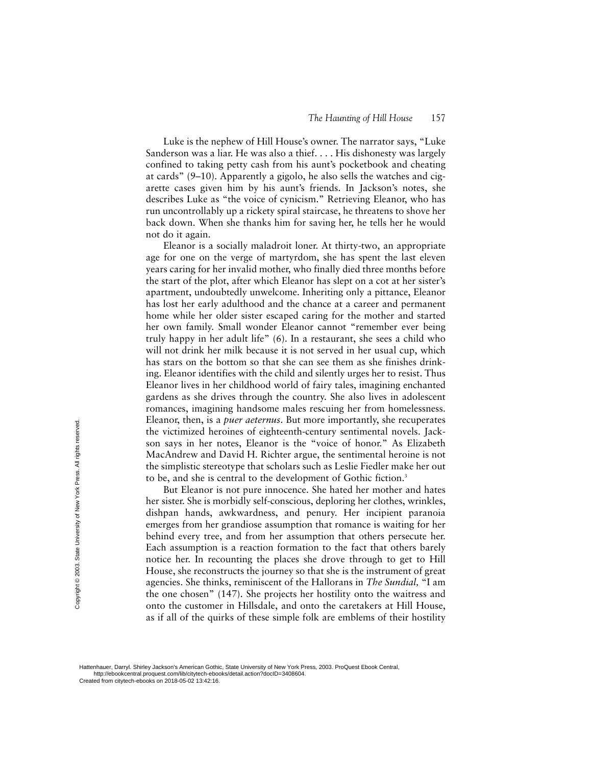Luke is the nephew of Hill House's owner. The narrator says, "Luke Sanderson was a liar. He was also a thief. . . . His dishonesty was largely confined to taking petty cash from his aunt's pocketbook and cheating at cards" (9–10). Apparently a gigolo, he also sells the watches and cigarette cases given him by his aunt's friends. In Jackson's notes, she describes Luke as "the voice of cynicism." Retrieving Eleanor, who has run uncontrollably up a rickety spiral staircase, he threatens to shove her back down. When she thanks him for saving her, he tells her he would not do it again.

Eleanor is a socially maladroit loner. At thirty-two, an appropriate age for one on the verge of martyrdom, she has spent the last eleven years caring for her invalid mother, who finally died three months before the start of the plot, after which Eleanor has slept on a cot at her sister's apartment, undoubtedly unwelcome. Inheriting only a pittance, Eleanor has lost her early adulthood and the chance at a career and permanent home while her older sister escaped caring for the mother and started her own family. Small wonder Eleanor cannot "remember ever being truly happy in her adult life" (6). In a restaurant, she sees a child who will not drink her milk because it is not served in her usual cup, which has stars on the bottom so that she can see them as she finishes drinking. Eleanor identifies with the child and silently urges her to resist. Thus Eleanor lives in her childhood world of fairy tales, imagining enchanted gardens as she drives through the country. She also lives in adolescent romances, imagining handsome males rescuing her from homelessness. Eleanor, then, is a *puer aeternus*. But more importantly, she recuperates the victimized heroines of eighteenth-century sentimental novels. Jackson says in her notes, Eleanor is the "voice of honor." As Elizabeth MacAndrew and David H. Richter argue, the sentimental heroine is not the simplistic stereotype that scholars such as Leslie Fiedler make her out to be, and she is central to the development of Gothic fiction.[3]

But Eleanor is not pure innocence. She hated her mother and hates her sister. She is morbidly self-conscious, deploring her clothes, wrinkles, dishpan hands, awkwardness, and penury. Her incipient paranoia emerges from her grandiose assumption that romance is waiting for her behind every tree, and from her assumption that others persecute her. Each assumption is a reaction formation to the fact that others barely notice her. In recounting the places she drove through to get to Hill House, she reconstructs the journey so that she is the instrument of great agencies. She thinks, reminiscent of the Hallorans in *The Sundial,* "I am the one chosen" (147). She projects her hostility onto the waitress and onto the customer in Hillsdale, and onto the caretakers at Hill House, as if all of the quirks of these simple folk are emblems of their hostility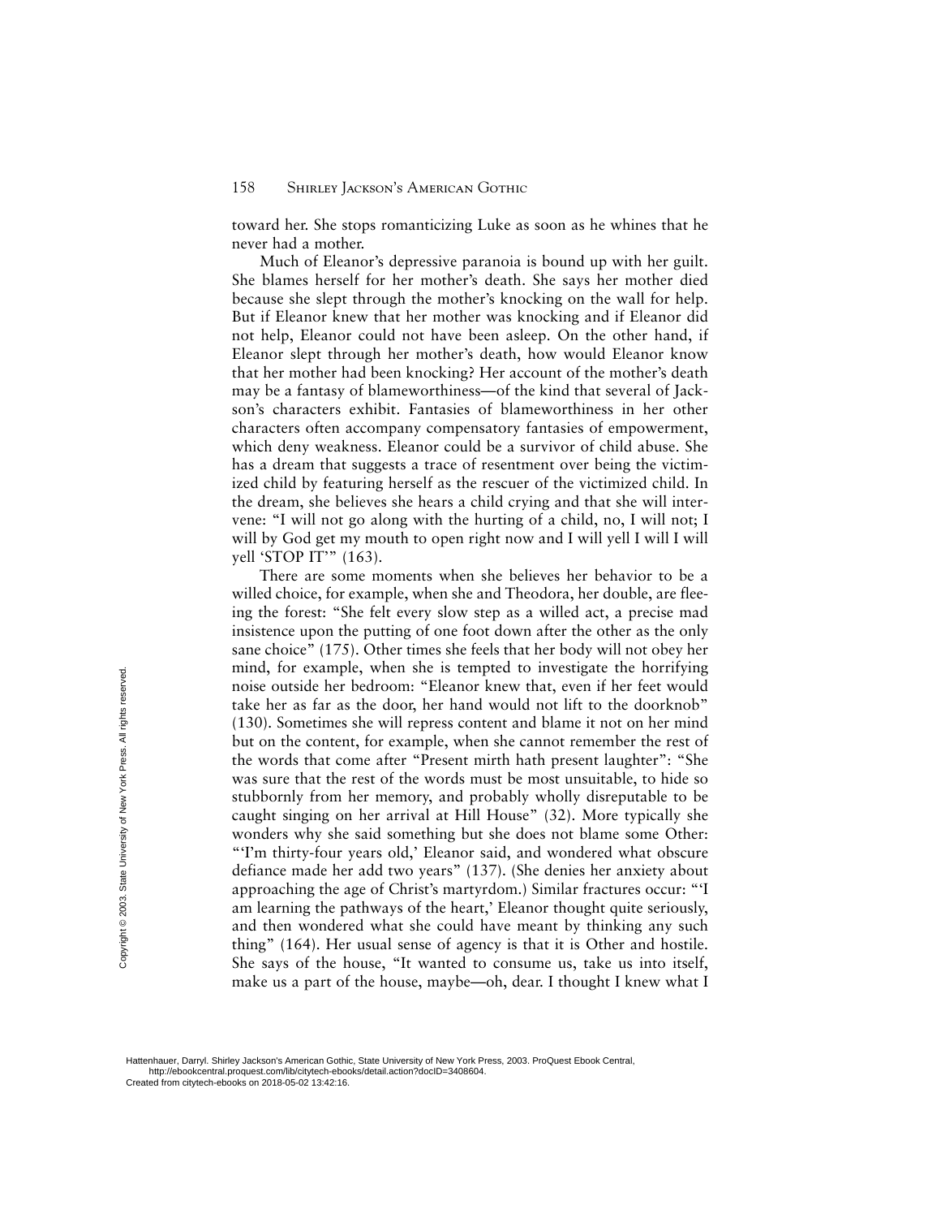toward her. She stops romanticizing Luke as soon as he whines that he never had a mother.

Much of Eleanor's depressive paranoia is bound up with her guilt. She blames herself for her mother's death. She says her mother died because she slept through the mother's knocking on the wall for help. But if Eleanor knew that her mother was knocking and if Eleanor did not help, Eleanor could not have been asleep. On the other hand, if Eleanor slept through her mother's death, how would Eleanor know that her mother had been knocking? Her account of the mother's death may be a fantasy of blameworthiness—of the kind that several of Jackson's characters exhibit. Fantasies of blameworthiness in her other characters often accompany compensatory fantasies of empowerment, which deny weakness. Eleanor could be a survivor of child abuse. She has a dream that suggests a trace of resentment over being the victimized child by featuring herself as the rescuer of the victimized child. In the dream, she believes she hears a child crying and that she will intervene: "I will not go along with the hurting of a child, no, I will not; I will by God get my mouth to open right now and I will yell I will I will yell 'STOP IT'" (163).

There are some moments when she believes her behavior to be a willed choice, for example, when she and Theodora, her double, are fleeing the forest: "She felt every slow step as a willed act, a precise mad insistence upon the putting of one foot down after the other as the only sane choice" (175). Other times she feels that her body will not obey her mind, for example, when she is tempted to investigate the horrifying noise outside her bedroom: "Eleanor knew that, even if her feet would take her as far as the door, her hand would not lift to the doorknob" (130). Sometimes she will repress content and blame it not on her mind but on the content, for example, when she cannot remember the rest of the words that come after "Present mirth hath present laughter": "She was sure that the rest of the words must be most unsuitable, to hide so stubbornly from her memory, and probably wholly disreputable to be caught singing on her arrival at Hill House" (32). More typically she wonders why she said something but she does not blame some Other: "'I'm thirty-four years old,' Eleanor said, and wondered what obscure defiance made her add two years" (137). (She denies her anxiety about approaching the age of Christ's martyrdom.) Similar fractures occur: "'I am learning the pathways of the heart,' Eleanor thought quite seriously, and then wondered what she could have meant by thinking any such thing" (164). Her usual sense of agency is that it is Other and hostile. She says of the house, "It wanted to consume us, take us into itself, make us a part of the house, maybe—oh, dear. I thought I knew what I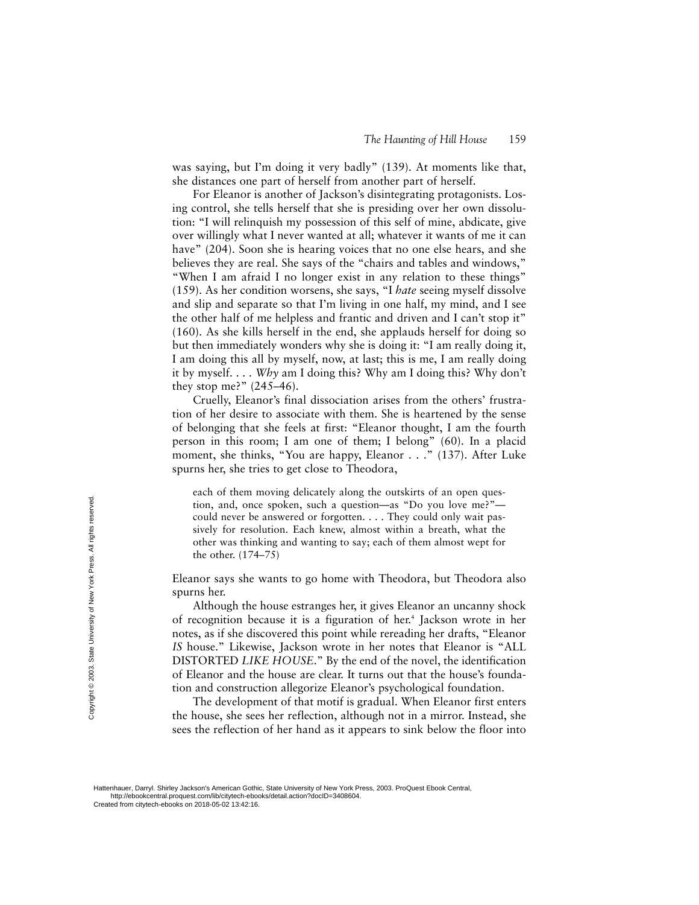was saying, but I'm doing it very badly" (139). At moments like that, she distances one part of herself from another part of herself.

For Eleanor is another of Jackson's disintegrating protagonists. Losing control, she tells herself that she is presiding over her own dissolution: "I will relinquish my possession of this self of mine, abdicate, give over willingly what I never wanted at all; whatever it wants of me it can have" (204). Soon she is hearing voices that no one else hears, and she believes they are real. She says of the "chairs and tables and windows," "When I am afraid I no longer exist in any relation to these things" (159). As her condition worsens, she says, "I *hate* seeing myself dissolve and slip and separate so that I'm living in one half, my mind, and I see the other half of me helpless and frantic and driven and I can't stop it" (160). As she kills herself in the end, she applauds herself for doing so but then immediately wonders why she is doing it: "I am really doing it, I am doing this all by myself, now, at last; this is me, I am really doing it by myself. . . . *Why* am I doing this? Why am I doing this? Why don't they stop me?" (245–46).

Cruelly, Eleanor's final dissociation arises from the others' frustration of her desire to associate with them. She is heartened by the sense of belonging that she feels at first: "Eleanor thought, I am the fourth person in this room; I am one of them; I belong" (60). In a placid moment, she thinks, "You are happy, Eleanor . . ." (137). After Luke spurns her, she tries to get close to Theodora,

> each of them moving delicately along the outskirts of an open question, and, once spoken, such a question—as "Do you love me?"—could never be answered or forgotten. . . . They could only wait passively for resolution. Each knew, almost within a breath, what the other was thinking and wanting to say; each of them almost wept for the other. (174–75)

Eleanor says she wants to go home with Theodora, but Theodora also spurns her.

Although the house estranges her, it gives Eleanor an uncanny shock of recognition because it is a figuration of her.[4] Jackson wrote in her notes, as if she discovered this point while rereading her drafts, "Eleanor *IS* house." Likewise, Jackson wrote in her notes that Eleanor is "ALL DISTORTED *LIKE HOUSE*." By the end of the novel, the identification of Eleanor and the house are clear. It turns out that the house's foundation and construction allegorize Eleanor's psychological foundation.

The development of that motif is gradual. When Eleanor first enters the house, she sees her reflection, although not in a mirror. Instead, she sees the reflection of her hand as it appears to sink below the floor into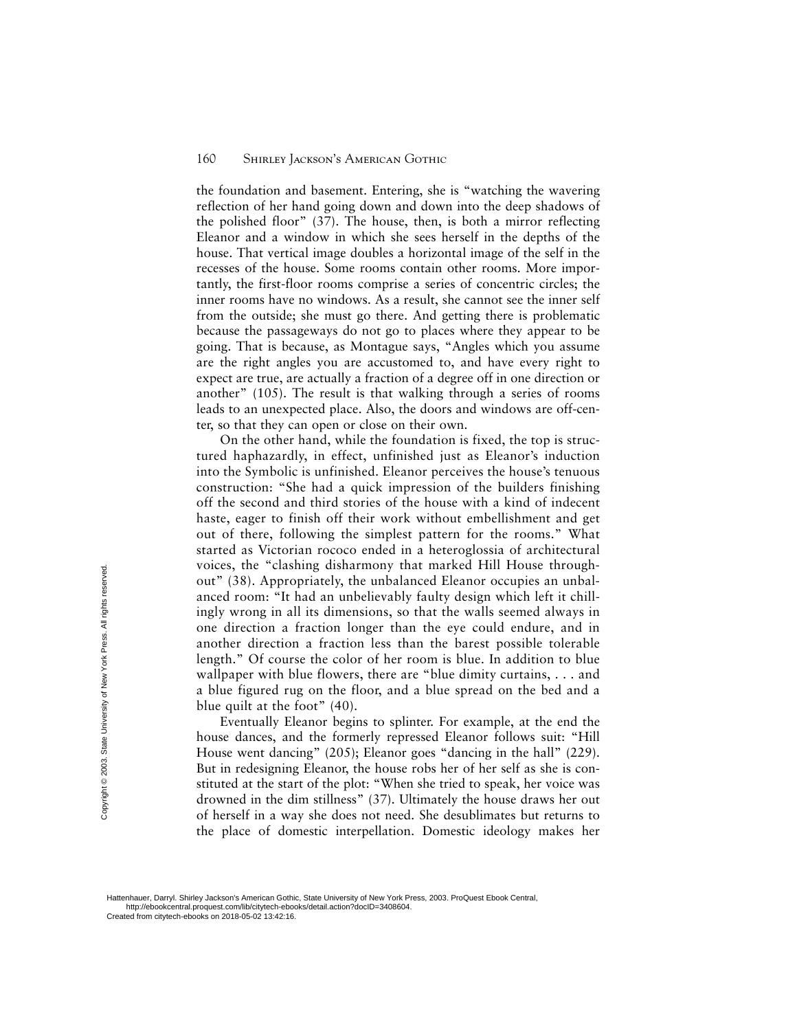the foundation and basement. Entering, she is "watching the wavering reflection of her hand going down and down into the deep shadows of the polished floor" (37). The house, then, is both a mirror reflecting Eleanor and a window in which she sees herself in the depths of the house. That vertical image doubles a horizontal image of the self in the recesses of the house. Some rooms contain other rooms. More importantly, the first-floor rooms comprise a series of concentric circles; the inner rooms have no windows. As a result, she cannot see the inner self from the outside; she must go there. And getting there is problematic because the passageways do not go to places where they appear to be going. That is because, as Montague says, "Angles which you assume are the right angles you are accustomed to, and have every right to expect are true, are actually a fraction of a degree off in one direction or another" (105). The result is that walking through a series of rooms leads to an unexpected place. Also, the doors and windows are off-center, so that they can open or close on their own.

On the other hand, while the foundation is fixed, the top is structured haphazardly, in effect, unfinished just as Eleanor's induction into the Symbolic is unfinished. Eleanor perceives the house's tenuous construction: "She had a quick impression of the builders finishing off the second and third stories of the house with a kind of indecent haste, eager to finish off their work without embellishment and get out of there, following the simplest pattern for the rooms." What started as Victorian rococo ended in a heteroglossia of architectural voices, the "clashing disharmony that marked Hill House throughout" (38). Appropriately, the unbalanced Eleanor occupies an unbalanced room: "It had an unbelievably faulty design which left it chillingly wrong in all its dimensions, so that the walls seemed always in one direction a fraction longer than the eye could endure, and in another direction a fraction less than the barest possible tolerable length." Of course the color of her room is blue. In addition to blue wallpaper with blue flowers, there are "blue dimity curtains, . . . and a blue figured rug on the floor, and a blue spread on the bed and a blue quilt at the foot" (40).

Eventually Eleanor begins to splinter. For example, at the end the house dances, and the formerly repressed Eleanor follows suit: "Hill House went dancing" (205); Eleanor goes "dancing in the hall" (229). But in redesigning Eleanor, the house robs her of her self as she is constituted at the start of the plot: "When she tried to speak, her voice was drowned in the dim stillness" (37). Ultimately the house draws her out of herself in a way she does not need. She desublimates but returns to the place of domestic interpellation. Domestic ideology makes her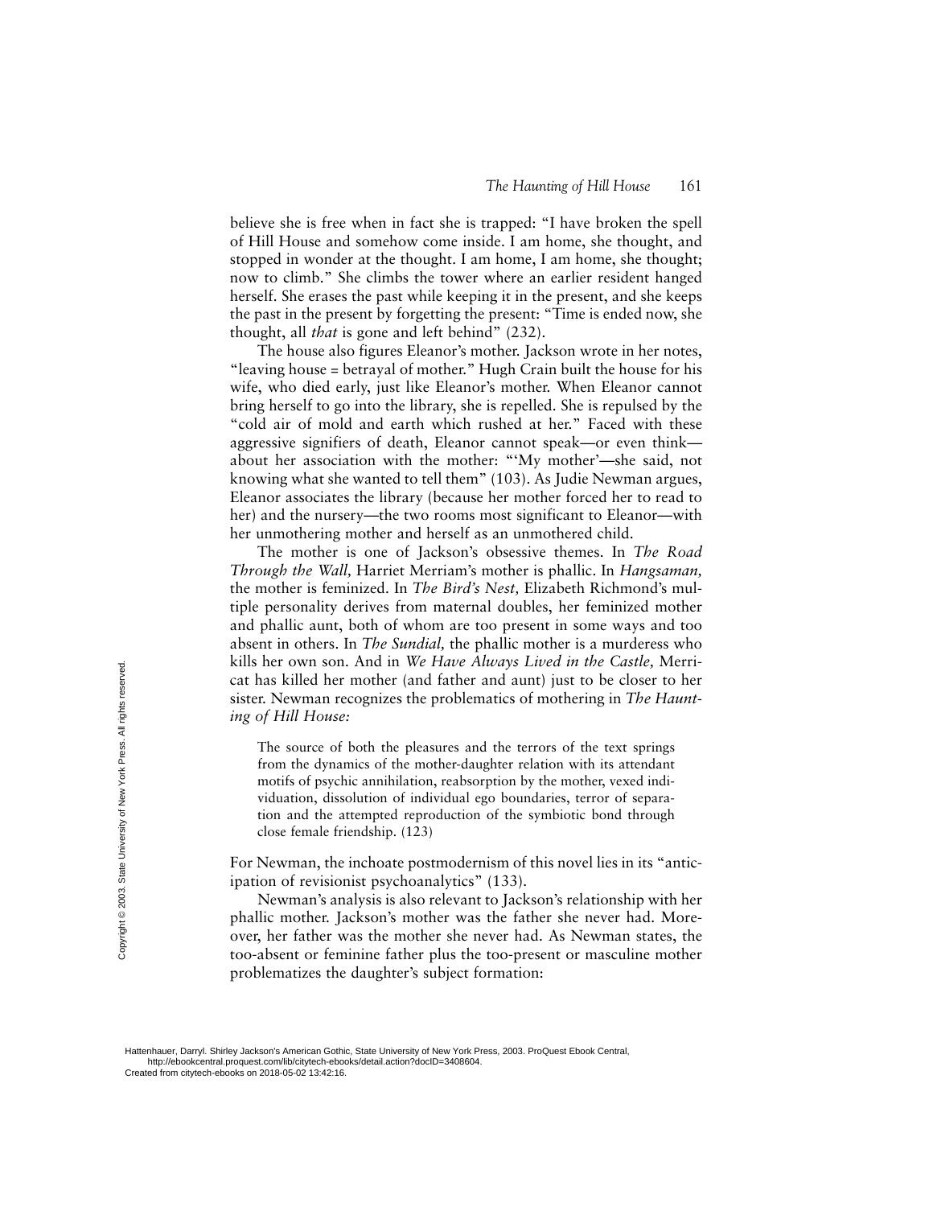believe she is free when in fact she is trapped: "I have broken the spell of Hill House and somehow come inside. I am home, she thought, and stopped in wonder at the thought. I am home, I am home, she thought; now to climb." She climbs the tower where an earlier resident hanged herself. She erases the past while keeping it in the present, and she keeps the past in the present by forgetting the present: "Time is ended now, she thought, all *that* is gone and left behind" (232).

The house also figures Eleanor's mother. Jackson wrote in her notes, "leaving house = betrayal of mother." Hugh Crain built the house for his wife, who died early, just like Eleanor's mother. When Eleanor cannot bring herself to go into the library, she is repelled. She is repulsed by the "cold air of mold and earth which rushed at her." Faced with these aggressive signifiers of death, Eleanor cannot speak—or even think—about her association with the mother: "'My mother'—she said, not knowing what she wanted to tell them" (103). As Judie Newman argues, Eleanor associates the library (because her mother forced her to read to her) and the nursery—the two rooms most significant to Eleanor—with her unmothering mother and herself as an unmothered child.

The mother is one of Jackson's obsessive themes. In *The Road Through the Wall,* Harriet Merriam's mother is phallic. In *Hangsaman,* the mother is feminized. In *The Bird's Nest,* Elizabeth Richmond's multiple personality derives from maternal doubles, her feminized mother and phallic aunt, both of whom are too present in some ways and too absent in others. In *The Sundial,* the phallic mother is a murderess who kills her own son. And in *We Have Always Lived in the Castle,* Merricat has killed her mother (and father and aunt) just to be closer to her sister. Newman recognizes the problematics of mothering in *The Haunting of Hill House:*

> The source of both the pleasures and the terrors of the text springs from the dynamics of the mother-daughter relation with its attendant motifs of psychic annihilation, reabsorption by the mother, vexed individuation, dissolution of individual ego boundaries, terror of separation and the attempted reproduction of the symbiotic bond through close female friendship. (123)

For Newman, the inchoate postmodernism of this novel lies in its "anticipation of revisionist psychoanalytics" (133).

Newman's analysis is also relevant to Jackson's relationship with her phallic mother. Jackson's mother was the father she never had. Moreover, her father was the mother she never had. As Newman states, the too-absent or feminine father plus the too-present or masculine mother problematizes the daughter's subject formation: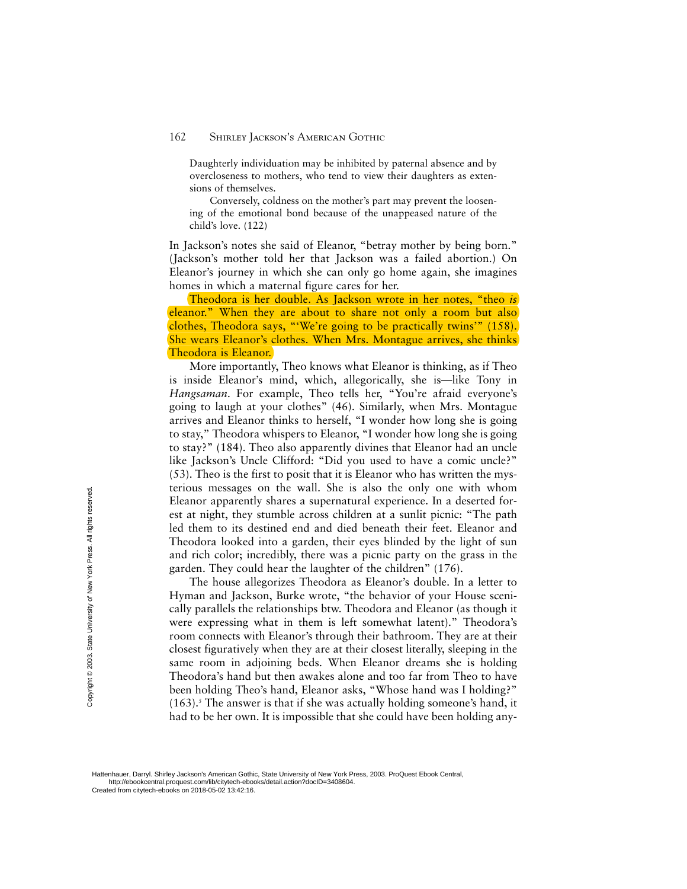> Daughterly individuation may be inhibited by paternal absence and by overcloseness to mothers, who tend to view their daughters as extensions of themselves.
>
> Conversely, coldness on the mother's part may prevent the loosening of the emotional bond because of the unappeased nature of the child's love. (122)

In Jackson's notes she said of Eleanor, "betray mother by being born." (Jackson's mother told her that Jackson was a failed abortion.) On Eleanor's journey in which she can only go home again, she imagines homes in which a maternal figure cares for her.

Theodora is her double. As Jackson wrote in her notes, "theo *is* eleanor." When they are about to share not only a room but also clothes, Theodora says, "'We're going to be practically twins'" (158). She wears Eleanor's clothes. When Mrs. Montague arrives, she thinks Theodora is Eleanor.

More importantly, Theo knows what Eleanor is thinking, as if Theo is inside Eleanor's mind, which, allegorically, she is—like Tony in *Hangsaman*. For example, Theo tells her, "You're afraid everyone's going to laugh at your clothes" (46). Similarly, when Mrs. Montague arrives and Eleanor thinks to herself, "I wonder how long she is going to stay," Theodora whispers to Eleanor, "I wonder how long she is going to stay?" (184). Theo also apparently divines that Eleanor had an uncle like Jackson's Uncle Clifford: "Did you used to have a comic uncle?" (53). Theo is the first to posit that it is Eleanor who has written the mysterious messages on the wall. She is also the only one with whom Eleanor apparently shares a supernatural experience. In a deserted forest at night, they stumble across children at a sunlit picnic: "The path led them to its destined end and died beneath their feet. Eleanor and Theodora looked into a garden, their eyes blinded by the light of sun and rich color; incredibly, there was a picnic party on the grass in the garden. They could hear the laughter of the children" (176).

The house allegorizes Theodora as Eleanor's double. In a letter to Hyman and Jackson, Burke wrote, "the behavior of your House scenically parallels the relationships btw. Theodora and Eleanor (as though it were expressing what in them is left somewhat latent)." Theodora's room connects with Eleanor's through their bathroom. They are at their closest figuratively when they are at their closest literally, sleeping in the same room in adjoining beds. When Eleanor dreams she is holding Theodora's hand but then awakes alone and too far from Theo to have been holding Theo's hand, Eleanor asks, "Whose hand was I holding?" (163).[5] The answer is that if she was actually holding someone's hand, it had to be her own. It is impossible that she could have been holding any-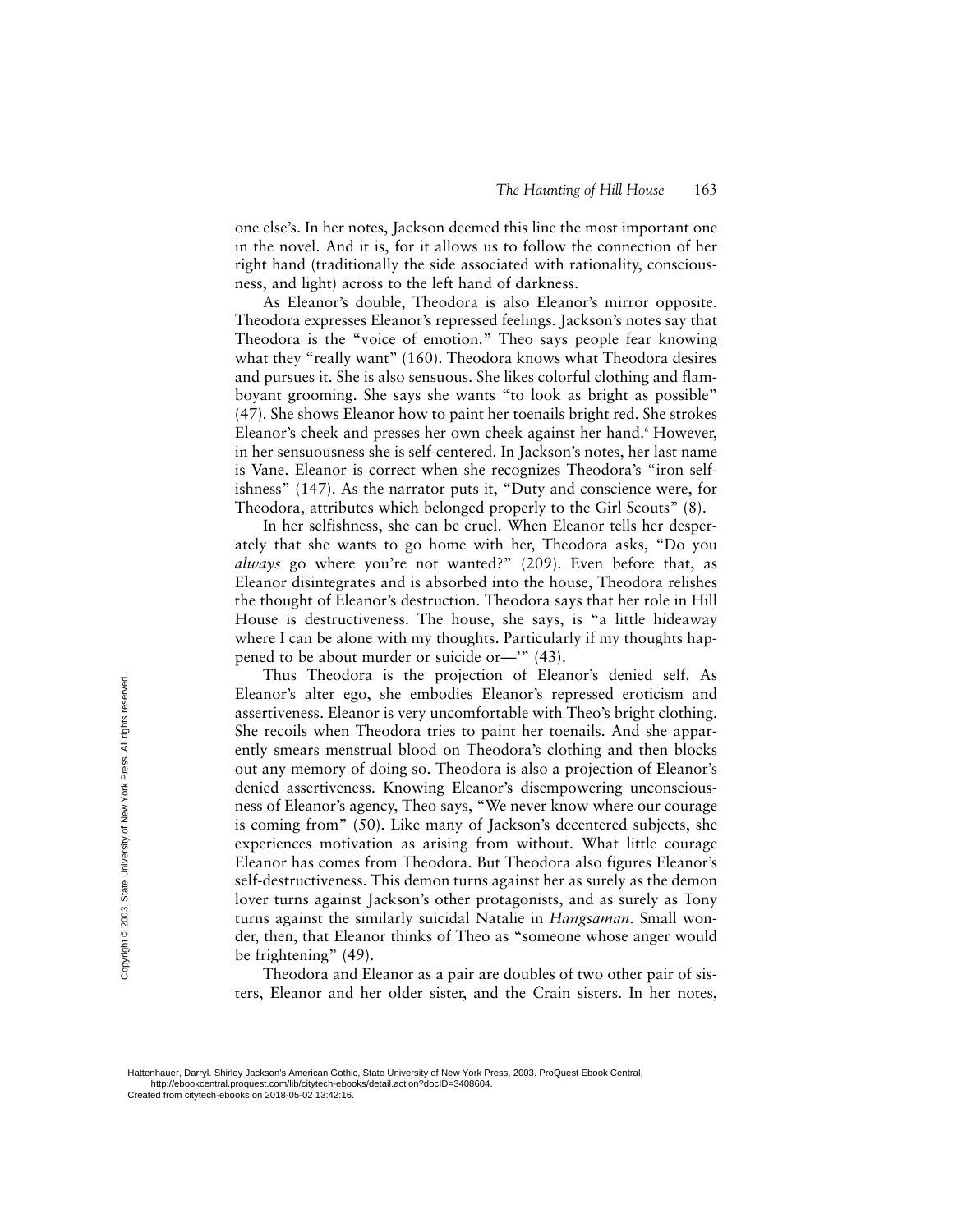one else's. In her notes, Jackson deemed this line the most important one in the novel. And it is, for it allows us to follow the connection of her right hand (traditionally the side associated with rationality, consciousness, and light) across to the left hand of darkness.

As Eleanor's double, Theodora is also Eleanor's mirror opposite. Theodora expresses Eleanor's repressed feelings. Jackson's notes say that Theodora is the "voice of emotion." Theo says people fear knowing what they "really want" (160). Theodora knows what Theodora desires and pursues it. She is also sensuous. She likes colorful clothing and flamboyant grooming. She says she wants "to look as bright as possible" (47). She shows Eleanor how to paint her toenails bright red. She strokes Eleanor's cheek and presses her own cheek against her hand.[6] However, in her sensuousness she is self-centered. In Jackson's notes, her last name is Vane. Eleanor is correct when she recognizes Theodora's "iron selfishness" (147). As the narrator puts it, "Duty and conscience were, for Theodora, attributes which belonged properly to the Girl Scouts" (8).

In her selfishness, she can be cruel. When Eleanor tells her desperately that she wants to go home with her, Theodora asks, "Do you *always* go where you're not wanted?" (209). Even before that, as Eleanor disintegrates and is absorbed into the house, Theodora relishes the thought of Eleanor's destruction. Theodora says that her role in Hill House is destructiveness. The house, she says, is "a little hideaway where I can be alone with my thoughts. Particularly if my thoughts happened to be about murder or suicide or—'" (43).

Thus Theodora is the projection of Eleanor's denied self. As Eleanor's alter ego, she embodies Eleanor's repressed eroticism and assertiveness. Eleanor is very uncomfortable with Theo's bright clothing. She recoils when Theodora tries to paint her toenails. And she apparently smears menstrual blood on Theodora's clothing and then blocks out any memory of doing so. Theodora is also a projection of Eleanor's denied assertiveness. Knowing Eleanor's disempowering unconsciousness of Eleanor's agency, Theo says, "We never know where our courage is coming from" (50). Like many of Jackson's decentered subjects, she experiences motivation as arising from without. What little courage Eleanor has comes from Theodora. But Theodora also figures Eleanor's self-destructiveness. This demon turns against her as surely as the demon lover turns against Jackson's other protagonists, and as surely as Tony turns against the similarly suicidal Natalie in *Hangsaman*. Small wonder, then, that Eleanor thinks of Theo as "someone whose anger would be frightening" (49).

Theodora and Eleanor as a pair are doubles of two other pair of sisters, Eleanor and her older sister, and the Crain sisters. In her notes,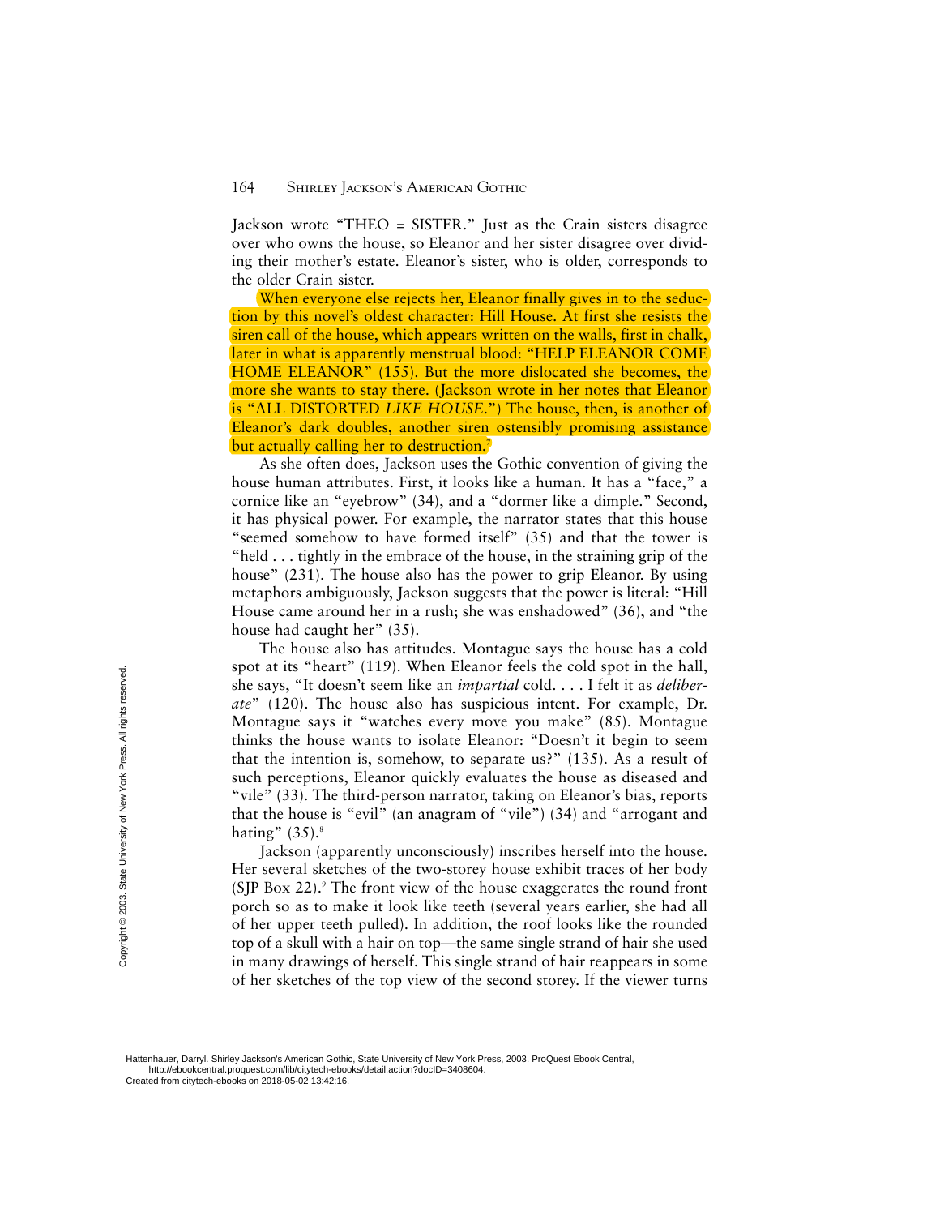Jackson wrote "THEO = SISTER." Just as the Crain sisters disagree over who owns the house, so Eleanor and her sister disagree over dividing their mother's estate. Eleanor's sister, who is older, corresponds to the older Crain sister.

When everyone else rejects her, Eleanor finally gives in to the seduction by this novel's oldest character: Hill House. At first she resists the siren call of the house, which appears written on the walls, first in chalk, later in what is apparently menstrual blood: "HELP ELEANOR COME HOME ELEANOR" (155). But the more dislocated she becomes, the more she wants to stay there. (Jackson wrote in her notes that Eleanor is "ALL DISTORTED *LIKE HOUSE*.") The house, then, is another of Eleanor's dark doubles, another siren ostensibly promising assistance but actually calling her to destruction.[7]

As she often does, Jackson uses the Gothic convention of giving the house human attributes. First, it looks like a human. It has a "face," a cornice like an "eyebrow" (34), and a "dormer like a dimple." Second, it has physical power. For example, the narrator states that this house "seemed somehow to have formed itself" (35) and that the tower is "held . . . tightly in the embrace of the house, in the straining grip of the house" (231). The house also has the power to grip Eleanor. By using metaphors ambiguously, Jackson suggests that the power is literal: "Hill House came around her in a rush; she was enshadowed" (36), and "the house had caught her" (35).

The house also has attitudes. Montague says the house has a cold spot at its "heart" (119). When Eleanor feels the cold spot in the hall, she says, "It doesn't seem like an *impartial* cold. . . . I felt it as *deliberate*" (120). The house also has suspicious intent. For example, Dr. Montague says it "watches every move you make" (85). Montague thinks the house wants to isolate Eleanor: "Doesn't it begin to seem that the intention is, somehow, to separate us?" (135). As a result of such perceptions, Eleanor quickly evaluates the house as diseased and "vile" (33). The third-person narrator, taking on Eleanor's bias, reports that the house is "evil" (an anagram of "vile") (34) and "arrogant and hating" (35).[8]

Jackson (apparently unconsciously) inscribes herself into the house. Her several sketches of the two-storey house exhibit traces of her body (SJP Box 22).[9] The front view of the house exaggerates the round front porch so as to make it look like teeth (several years earlier, she had all of her upper teeth pulled). In addition, the roof looks like the rounded top of a skull with a hair on top—the same single strand of hair she used in many drawings of herself. This single strand of hair reappears in some of her sketches of the top view of the second storey. If the viewer turns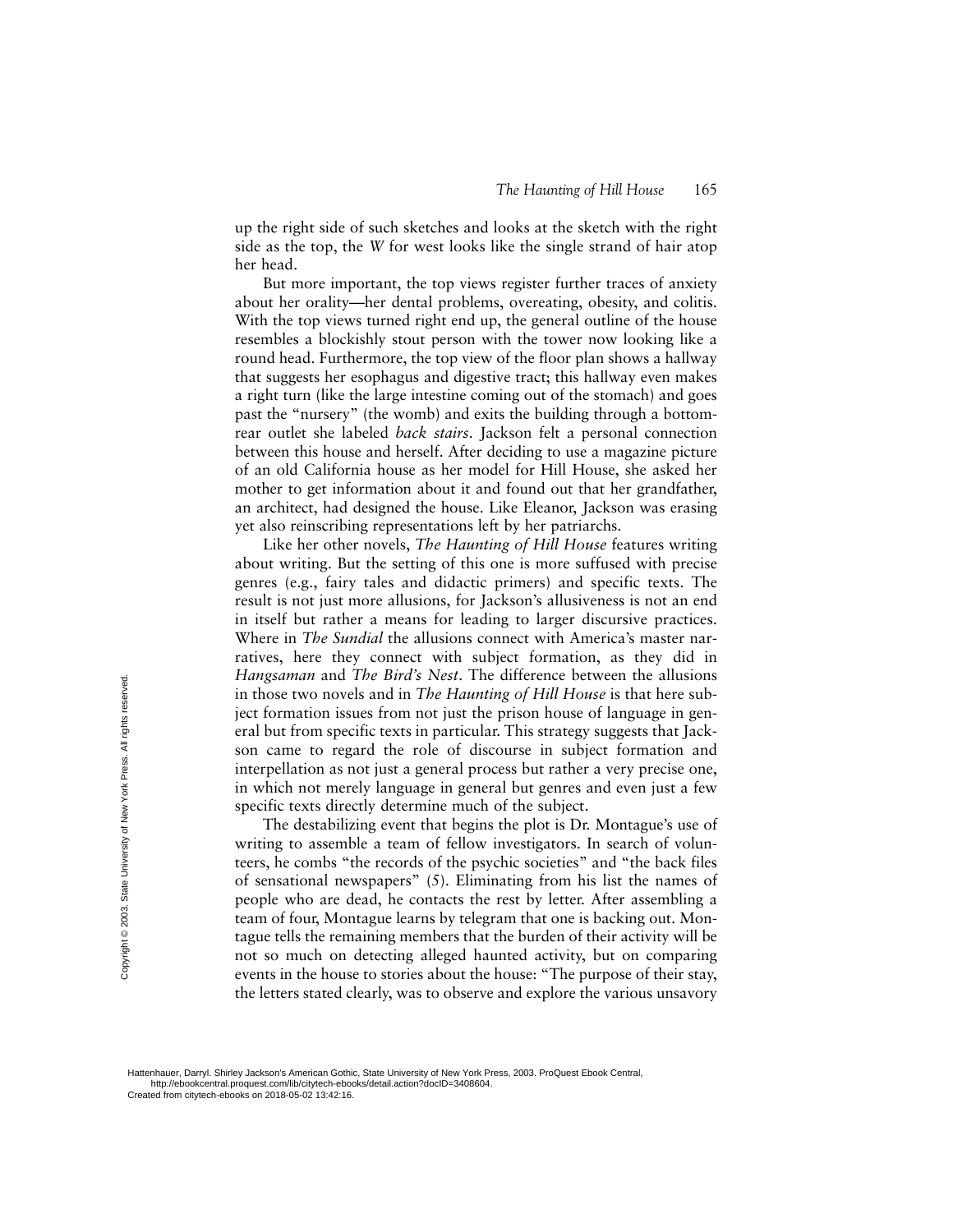up the right side of such sketches and looks at the sketch with the right side as the top, the *W* for west looks like the single strand of hair atop her head.

But more important, the top views register further traces of anxiety about her orality—her dental problems, overeating, obesity, and colitis. With the top views turned right end up, the general outline of the house resembles a blockishly stout person with the tower now looking like a round head. Furthermore, the top view of the floor plan shows a hallway that suggests her esophagus and digestive tract; this hallway even makes a right turn (like the large intestine coming out of the stomach) and goes past the "nursery" (the womb) and exits the building through a bottom-rear outlet she labeled *back stairs*. Jackson felt a personal connection between this house and herself. After deciding to use a magazine picture of an old California house as her model for Hill House, she asked her mother to get information about it and found out that her grandfather, an architect, had designed the house. Like Eleanor, Jackson was erasing yet also reinscribing representations left by her patriarchs.

Like her other novels, *The Haunting of Hill House* features writing about writing. But the setting of this one is more suffused with precise genres (e.g., fairy tales and didactic primers) and specific texts. The result is not just more allusions, for Jackson's allusiveness is not an end in itself but rather a means for leading to larger discursive practices. Where in *The Sundial* the allusions connect with America's master narratives, here they connect with subject formation, as they did in *Hangsaman* and *The Bird's Nest*. The difference between the allusions in those two novels and in *The Haunting of Hill House* is that here subject formation issues from not just the prison house of language in general but from specific texts in particular. This strategy suggests that Jackson came to regard the role of discourse in subject formation and interpellation as not just a general process but rather a very precise one, in which not merely language in general but genres and even just a few specific texts directly determine much of the subject.

The destabilizing event that begins the plot is Dr. Montague's use of writing to assemble a team of fellow investigators. In search of volunteers, he combs "the records of the psychic societies" and "the back files of sensational newspapers" (5). Eliminating from his list the names of people who are dead, he contacts the rest by letter. After assembling a team of four, Montague learns by telegram that one is backing out. Montague tells the remaining members that the burden of their activity will be not so much on detecting alleged haunted activity, but on comparing events in the house to stories about the house: "The purpose of their stay, the letters stated clearly, was to observe and explore the various unsavory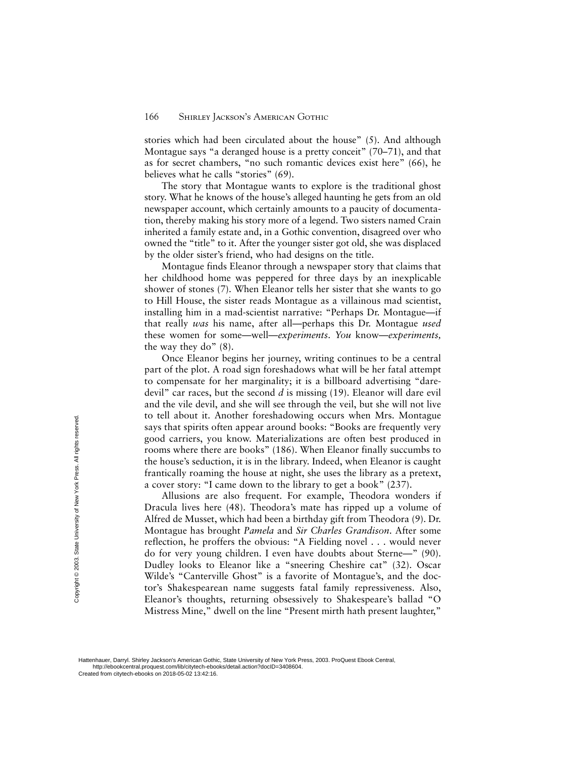stories which had been circulated about the house" (5). And although Montague says "a deranged house is a pretty conceit" (70–71), and that as for secret chambers, "no such romantic devices exist here" (66), he believes what he calls "stories" (69).

The story that Montague wants to explore is the traditional ghost story. What he knows of the house's alleged haunting he gets from an old newspaper account, which certainly amounts to a paucity of documentation, thereby making his story more of a legend. Two sisters named Crain inherited a family estate and, in a Gothic convention, disagreed over who owned the "title" to it. After the younger sister got old, she was displaced by the older sister's friend, who had designs on the title.

Montague finds Eleanor through a newspaper story that claims that her childhood home was peppered for three days by an inexplicable shower of stones (7). When Eleanor tells her sister that she wants to go to Hill House, the sister reads Montague as a villainous mad scientist, installing him in a mad-scientist narrative: "Perhaps Dr. Montague—if that really *was* his name, after all—perhaps this Dr. Montague *used* these women for some—well—*experiments*. *You* know—*experiments,* the way they do" (8).

Once Eleanor begins her journey, writing continues to be a central part of the plot. A road sign foreshadows what will be her fatal attempt to compensate for her marginality; it is a billboard advertising "daredevil" car races, but the second *d* is missing (19). Eleanor will dare evil and the vile devil, and she will see through the veil, but she will not live to tell about it. Another foreshadowing occurs when Mrs. Montague says that spirits often appear around books: "Books are frequently very good carriers, you know. Materializations are often best produced in rooms where there are books" (186). When Eleanor finally succumbs to the house's seduction, it is in the library. Indeed, when Eleanor is caught frantically roaming the house at night, she uses the library as a pretext, a cover story: "I came down to the library to get a book" (237).

Allusions are also frequent. For example, Theodora wonders if Dracula lives here (48). Theodora's mate has ripped up a volume of Alfred de Musset, which had been a birthday gift from Theodora (9). Dr. Montague has brought *Pamela* and *Sir Charles Grandison*. After some reflection, he proffers the obvious: "A Fielding novel . . . would never do for very young children. I even have doubts about Sterne—" (90). Dudley looks to Eleanor like a "sneering Cheshire cat" (32). Oscar Wilde's "Canterville Ghost" is a favorite of Montague's, and the doctor's Shakespearean name suggests fatal family repressiveness. Also, Eleanor's thoughts, returning obsessively to Shakespeare's ballad "O Mistress Mine," dwell on the line "Present mirth hath present laughter,"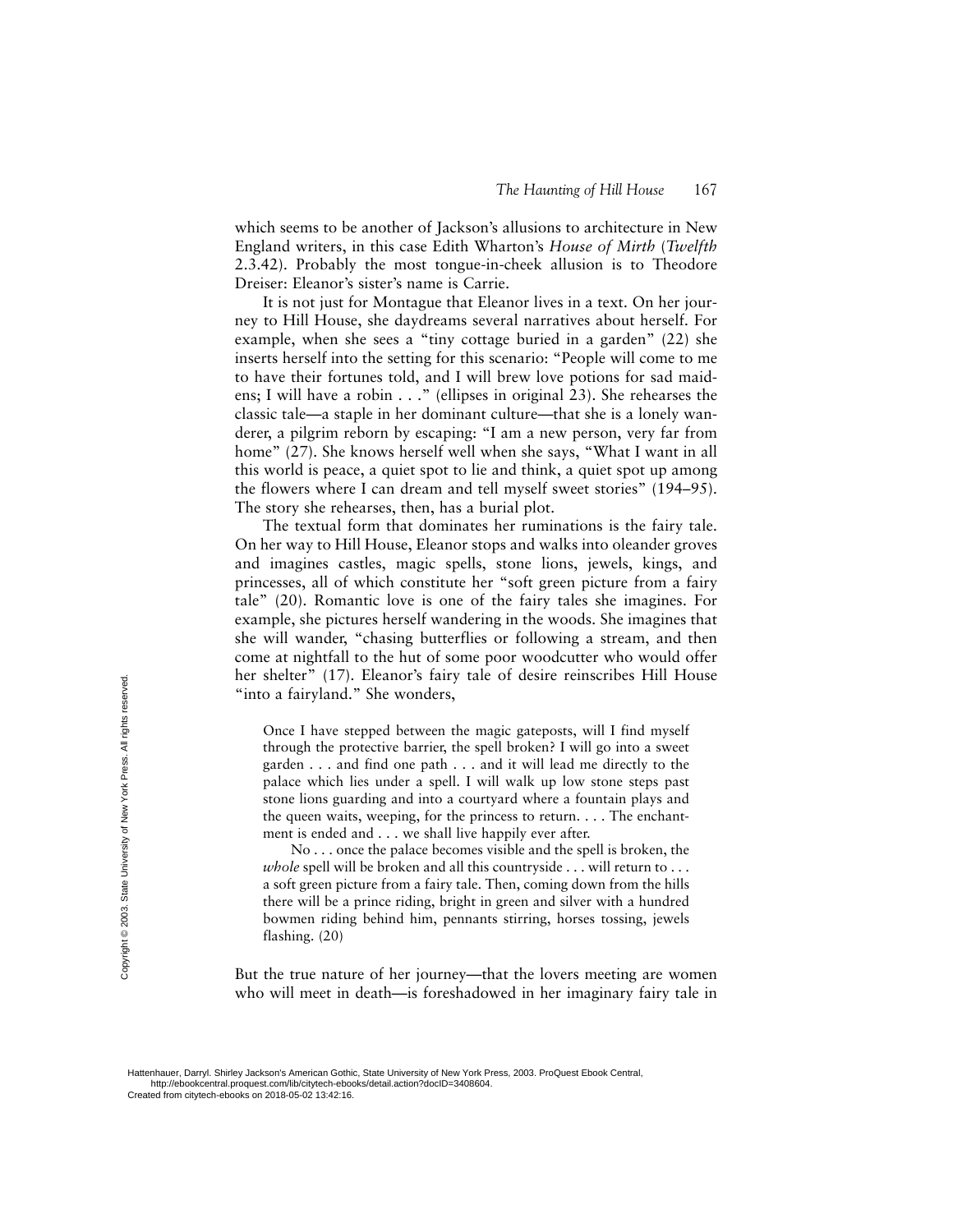which seems to be another of Jackson's allusions to architecture in New England writers, in this case Edith Wharton's *House of Mirth* (*Twelfth* 2.3.42). Probably the most tongue-in-cheek allusion is to Theodore Dreiser: Eleanor's sister's name is Carrie.

It is not just for Montague that Eleanor lives in a text. On her journey to Hill House, she daydreams several narratives about herself. For example, when she sees a "tiny cottage buried in a garden" (22) she inserts herself into the setting for this scenario: "People will come to me to have their fortunes told, and I will brew love potions for sad maidens; I will have a robin . . ." (ellipses in original 23). She rehearses the classic tale—a staple in her dominant culture—that she is a lonely wanderer, a pilgrim reborn by escaping: "I am a new person, very far from home" (27). She knows herself well when she says, "What I want in all this world is peace, a quiet spot to lie and think, a quiet spot up among the flowers where I can dream and tell myself sweet stories" (194–95). The story she rehearses, then, has a burial plot.

The textual form that dominates her ruminations is the fairy tale. On her way to Hill House, Eleanor stops and walks into oleander groves and imagines castles, magic spells, stone lions, jewels, kings, and princesses, all of which constitute her "soft green picture from a fairy tale" (20). Romantic love is one of the fairy tales she imagines. For example, she pictures herself wandering in the woods. She imagines that she will wander, "chasing butterflies or following a stream, and then come at nightfall to the hut of some poor woodcutter who would offer her shelter" (17). Eleanor's fairy tale of desire reinscribes Hill House "into a fairyland." She wonders,

> Once I have stepped between the magic gateposts, will I find myself through the protective barrier, the spell broken? I will go into a sweet garden . . . and find one path . . . and it will lead me directly to the palace which lies under a spell. I will walk up low stone steps past stone lions guarding and into a courtyard where a fountain plays and the queen waits, weeping, for the princess to return. . . . The enchantment is ended and . . . we shall live happily ever after.
>
> No . . . once the palace becomes visible and the spell is broken, the *whole* spell will be broken and all this countryside . . . will return to . . . a soft green picture from a fairy tale. Then, coming down from the hills there will be a prince riding, bright in green and silver with a hundred bowmen riding behind him, pennants stirring, horses tossing, jewels flashing. (20)

But the true nature of her journey—that the lovers meeting are women who will meet in death—is foreshadowed in her imaginary fairy tale in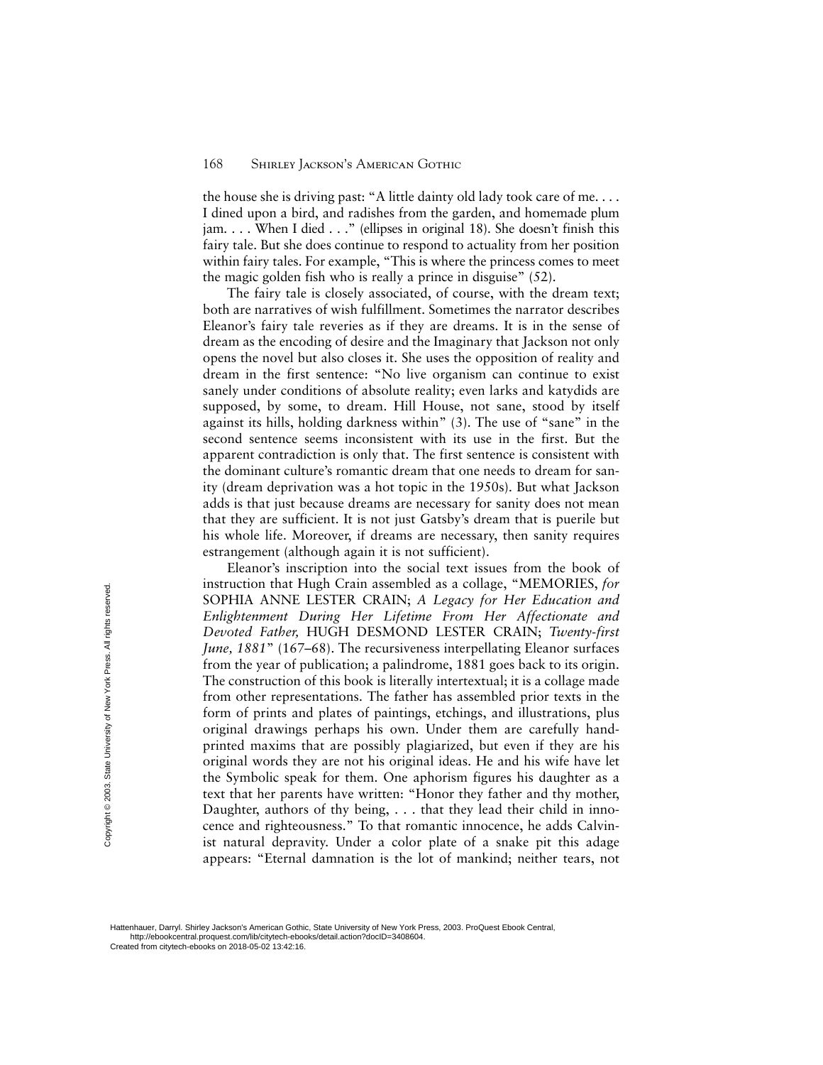the house she is driving past: "A little dainty old lady took care of me. . . . I dined upon a bird, and radishes from the garden, and homemade plum jam. . . . When I died . . ." (ellipses in original 18). She doesn't finish this fairy tale. But she does continue to respond to actuality from her position within fairy tales. For example, "This is where the princess comes to meet the magic golden fish who is really a prince in disguise" (52).

The fairy tale is closely associated, of course, with the dream text; both are narratives of wish fulfillment. Sometimes the narrator describes Eleanor's fairy tale reveries as if they are dreams. It is in the sense of dream as the encoding of desire and the Imaginary that Jackson not only opens the novel but also closes it. She uses the opposition of reality and dream in the first sentence: "No live organism can continue to exist sanely under conditions of absolute reality; even larks and katydids are supposed, by some, to dream. Hill House, not sane, stood by itself against its hills, holding darkness within" (3). The use of "sane" in the second sentence seems inconsistent with its use in the first. But the apparent contradiction is only that. The first sentence is consistent with the dominant culture's romantic dream that one needs to dream for sanity (dream deprivation was a hot topic in the 1950s). But what Jackson adds is that just because dreams are necessary for sanity does not mean that they are sufficient. It is not just Gatsby's dream that is puerile but his whole life. Moreover, if dreams are necessary, then sanity requires estrangement (although again it is not sufficient).

Eleanor's inscription into the social text issues from the book of instruction that Hugh Crain assembled as a collage, "MEMORIES, *for* SOPHIA ANNE LESTER CRAIN; *A Legacy for Her Education and Enlightenment During Her Lifetime From Her Affectionate and Devoted Father,* HUGH DESMOND LESTER CRAIN; *Twenty-first June, 1881*" (167–68). The recursiveness interpellating Eleanor surfaces from the year of publication; a palindrome, 1881 goes back to its origin. The construction of this book is literally intertextual; it is a collage made from other representations. The father has assembled prior texts in the form of prints and plates of paintings, etchings, and illustrations, plus original drawings perhaps his own. Under them are carefully hand-printed maxims that are possibly plagiarized, but even if they are his original words they are not his original ideas. He and his wife have let the Symbolic speak for them. One aphorism figures his daughter as a text that her parents have written: "Honor they father and thy mother, Daughter, authors of thy being, . . . that they lead their child in innocence and righteousness." To that romantic innocence, he adds Calvinist natural depravity. Under a color plate of a snake pit this adage appears: "Eternal damnation is the lot of mankind; neither tears, not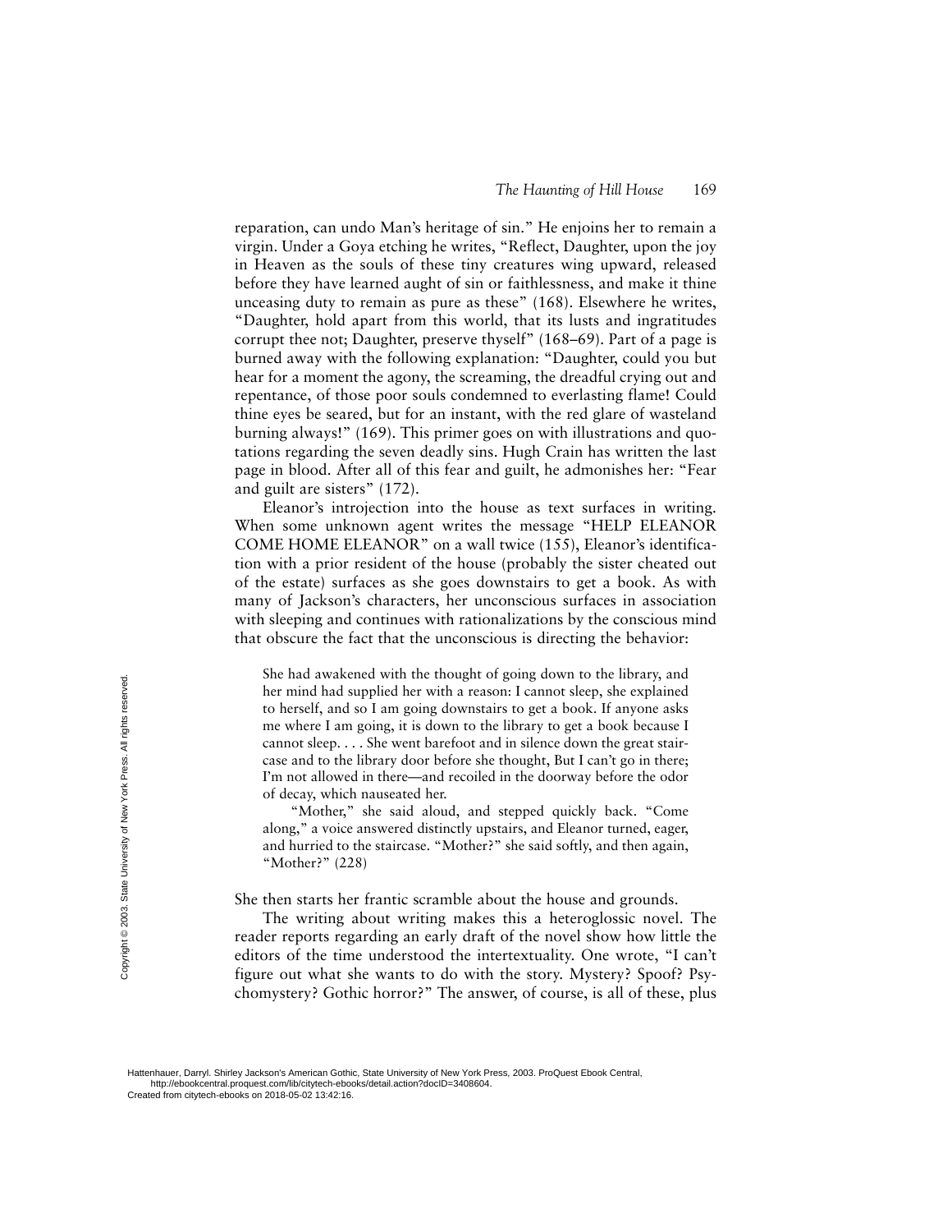reparation, can undo Man's heritage of sin." He enjoins her to remain a virgin. Under a Goya etching he writes, "Reflect, Daughter, upon the joy in Heaven as the souls of these tiny creatures wing upward, released before they have learned aught of sin or faithlessness, and make it thine unceasing duty to remain as pure as these" (168). Elsewhere he writes, "Daughter, hold apart from this world, that its lusts and ingratitudes corrupt thee not; Daughter, preserve thyself" (168–69). Part of a page is burned away with the following explanation: "Daughter, could you but hear for a moment the agony, the screaming, the dreadful crying out and repentance, of those poor souls condemned to everlasting flame! Could thine eyes be seared, but for an instant, with the red glare of wasteland burning always!" (169). This primer goes on with illustrations and quotations regarding the seven deadly sins. Hugh Crain has written the last page in blood. After all of this fear and guilt, he admonishes her: "Fear and guilt are sisters" (172).

Eleanor's introjection into the house as text surfaces in writing. When some unknown agent writes the message "HELP ELEANOR COME HOME ELEANOR" on a wall twice (155), Eleanor's identification with a prior resident of the house (probably the sister cheated out of the estate) surfaces as she goes downstairs to get a book. As with many of Jackson's characters, her unconscious surfaces in association with sleeping and continues with rationalizations by the conscious mind that obscure the fact that the unconscious is directing the behavior:

> She had awakened with the thought of going down to the library, and her mind had supplied her with a reason: I cannot sleep, she explained to herself, and so I am going downstairs to get a book. If anyone asks me where I am going, it is down to the library to get a book because I cannot sleep. . . . She went barefoot and in silence down the great staircase and to the library door before she thought, But I can't go in there; I'm not allowed in there—and recoiled in the doorway before the odor of decay, which nauseated her.
>
> "Mother," she said aloud, and stepped quickly back. "Come along," a voice answered distinctly upstairs, and Eleanor turned, eager, and hurried to the staircase. "Mother?" she said softly, and then again, "Mother?" (228)

She then starts her frantic scramble about the house and grounds.

The writing about writing makes this a heteroglossic novel. The reader reports regarding an early draft of the novel show how little the editors of the time understood the intertextuality. One wrote, "I can't figure out what she wants to do with the story. Mystery? Spoof? Psychomystery? Gothic horror?" The answer, of course, is all of these, plus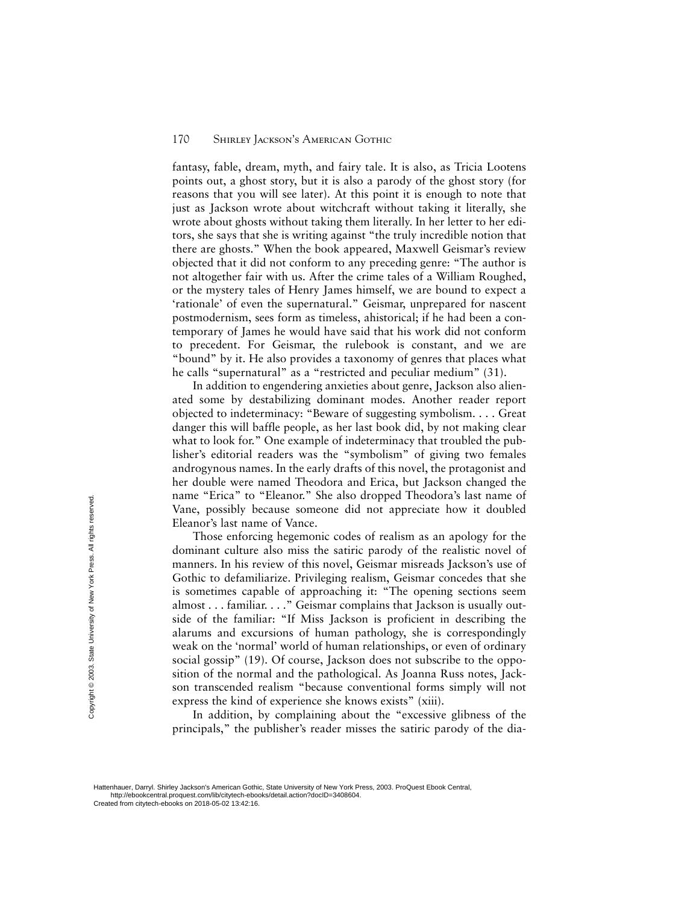fantasy, fable, dream, myth, and fairy tale. It is also, as Tricia Lootens points out, a ghost story, but it is also a parody of the ghost story (for reasons that you will see later). At this point it is enough to note that just as Jackson wrote about witchcraft without taking it literally, she wrote about ghosts without taking them literally. In her letter to her editors, she says that she is writing against "the truly incredible notion that there are ghosts." When the book appeared, Maxwell Geismar's review objected that it did not conform to any preceding genre: "The author is not altogether fair with us. After the crime tales of a William Roughed, or the mystery tales of Henry James himself, we are bound to expect a 'rationale' of even the supernatural." Geismar, unprepared for nascent postmodernism, sees form as timeless, ahistorical; if he had been a contemporary of James he would have said that his work did not conform to precedent. For Geismar, the rulebook is constant, and we are "bound" by it. He also provides a taxonomy of genres that places what he calls "supernatural" as a "restricted and peculiar medium" (31).

In addition to engendering anxieties about genre, Jackson also alienated some by destabilizing dominant modes. Another reader report objected to indeterminacy: "Beware of suggesting symbolism. . . . Great danger this will baffle people, as her last book did, by not making clear what to look for." One example of indeterminacy that troubled the publisher's editorial readers was the "symbolism" of giving two females androgynous names. In the early drafts of this novel, the protagonist and her double were named Theodora and Erica, but Jackson changed the name "Erica" to "Eleanor." She also dropped Theodora's last name of Vane, possibly because someone did not appreciate how it doubled Eleanor's last name of Vance.

Those enforcing hegemonic codes of realism as an apology for the dominant culture also miss the satiric parody of the realistic novel of manners. In his review of this novel, Geismar misreads Jackson's use of Gothic to defamiliarize. Privileging realism, Geismar concedes that she is sometimes capable of approaching it: "The opening sections seem almost . . . familiar. . . ." Geismar complains that Jackson is usually outside of the familiar: "If Miss Jackson is proficient in describing the alarums and excursions of human pathology, she is correspondingly weak on the 'normal' world of human relationships, or even of ordinary social gossip" (19). Of course, Jackson does not subscribe to the opposition of the normal and the pathological. As Joanna Russ notes, Jackson transcended realism "because conventional forms simply will not express the kind of experience she knows exists" (xiii).

In addition, by complaining about the "excessive glibness of the principals," the publisher's reader misses the satiric parody of the dia-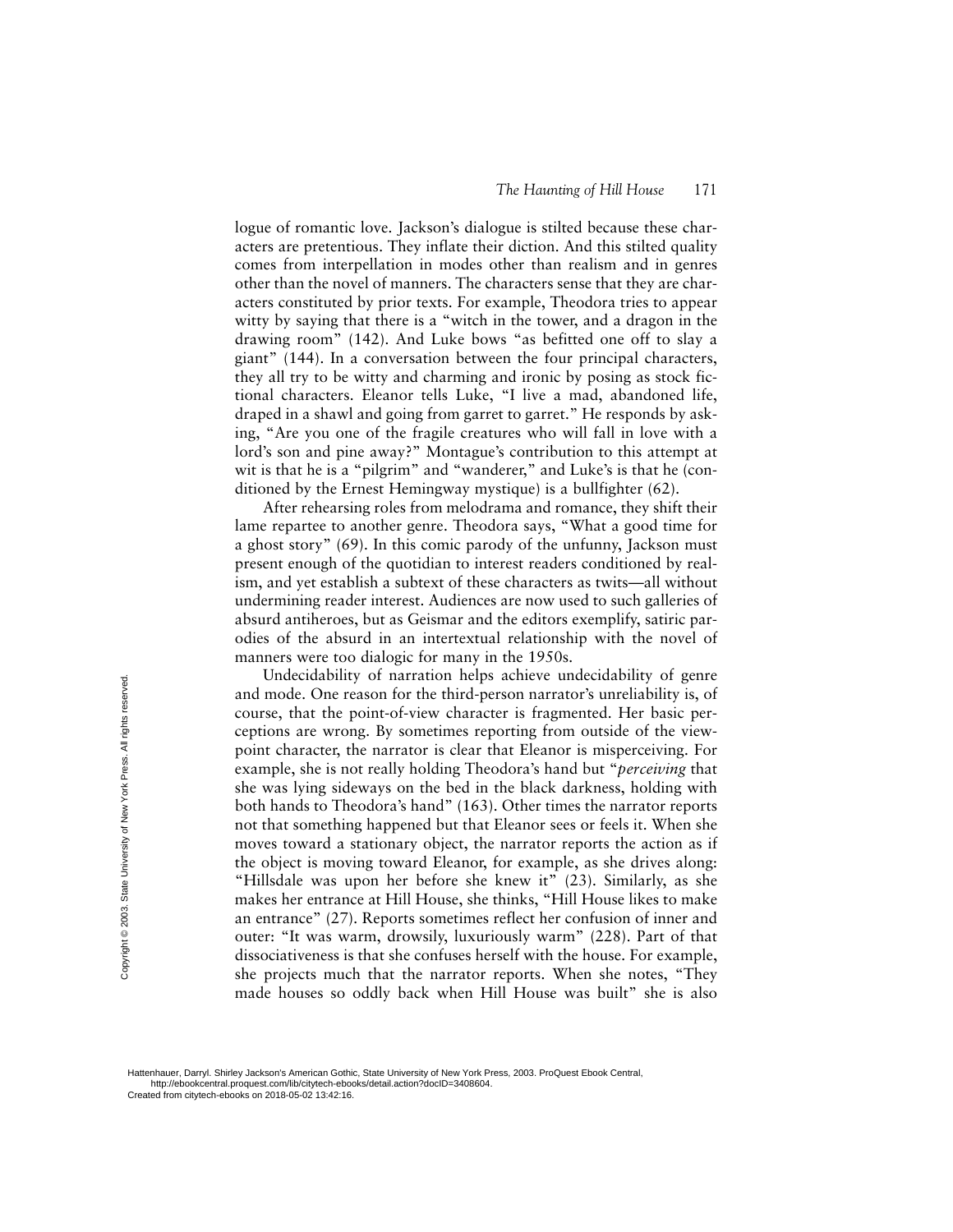logue of romantic love. Jackson's dialogue is stilted because these characters are pretentious. They inflate their diction. And this stilted quality comes from interpellation in modes other than realism and in genres other than the novel of manners. The characters sense that they are characters constituted by prior texts. For example, Theodora tries to appear witty by saying that there is a "witch in the tower, and a dragon in the drawing room" (142). And Luke bows "as befitted one off to slay a giant" (144). In a conversation between the four principal characters, they all try to be witty and charming and ironic by posing as stock fictional characters. Eleanor tells Luke, "I live a mad, abandoned life, draped in a shawl and going from garret to garret." He responds by asking, "Are you one of the fragile creatures who will fall in love with a lord's son and pine away?" Montague's contribution to this attempt at wit is that he is a "pilgrim" and "wanderer," and Luke's is that he (conditioned by the Ernest Hemingway mystique) is a bullfighter (62).

After rehearsing roles from melodrama and romance, they shift their lame repartee to another genre. Theodora says, "What a good time for a ghost story" (69). In this comic parody of the unfunny, Jackson must present enough of the quotidian to interest readers conditioned by realism, and yet establish a subtext of these characters as twits—all without undermining reader interest. Audiences are now used to such galleries of absurd antiheroes, but as Geismar and the editors exemplify, satiric parodies of the absurd in an intertextual relationship with the novel of manners were too dialogic for many in the 1950s.

Undecidability of narration helps achieve undecidability of genre and mode. One reason for the third-person narrator's unreliability is, of course, that the point-of-view character is fragmented. Her basic perceptions are wrong. By sometimes reporting from outside of the viewpoint character, the narrator is clear that Eleanor is misperceiving. For example, she is not really holding Theodora's hand but "*perceiving* that she was lying sideways on the bed in the black darkness, holding with both hands to Theodora's hand" (163). Other times the narrator reports not that something happened but that Eleanor sees or feels it. When she moves toward a stationary object, the narrator reports the action as if the object is moving toward Eleanor, for example, as she drives along: "Hillsdale was upon her before she knew it" (23). Similarly, as she makes her entrance at Hill House, she thinks, "Hill House likes to make an entrance" (27). Reports sometimes reflect her confusion of inner and outer: "It was warm, drowsily, luxuriously warm" (228). Part of that dissociativeness is that she confuses herself with the house. For example, she projects much that the narrator reports. When she notes, "They made houses so oddly back when Hill House was built" she is also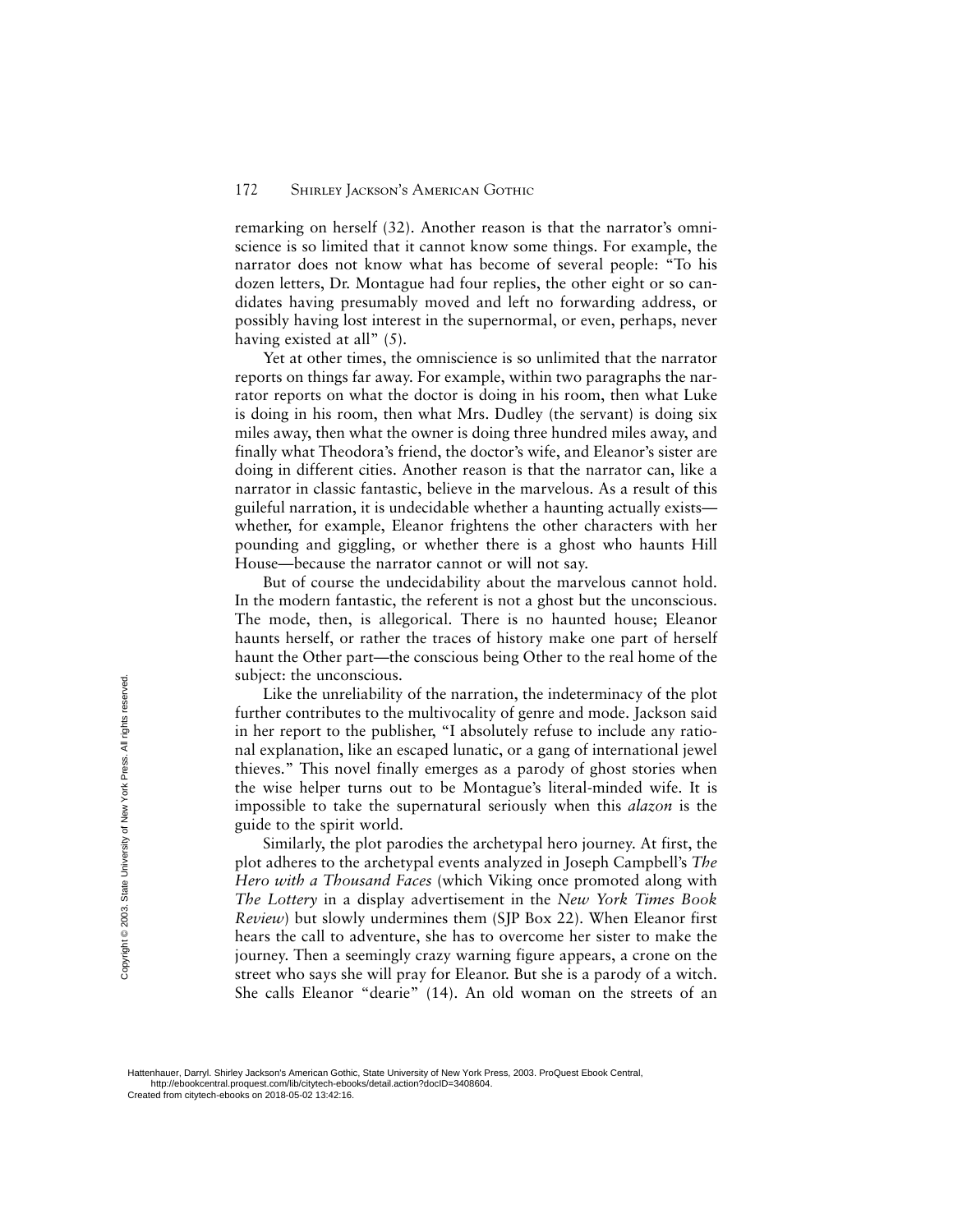remarking on herself (32). Another reason is that the narrator's omniscience is so limited that it cannot know some things. For example, the narrator does not know what has become of several people: "To his dozen letters, Dr. Montague had four replies, the other eight or so candidates having presumably moved and left no forwarding address, or possibly having lost interest in the supernormal, or even, perhaps, never having existed at all" (5).

Yet at other times, the omniscience is so unlimited that the narrator reports on things far away. For example, within two paragraphs the narrator reports on what the doctor is doing in his room, then what Luke is doing in his room, then what Mrs. Dudley (the servant) is doing six miles away, then what the owner is doing three hundred miles away, and finally what Theodora's friend, the doctor's wife, and Eleanor's sister are doing in different cities. Another reason is that the narrator can, like a narrator in classic fantastic, believe in the marvelous. As a result of this guileful narration, it is undecidable whether a haunting actually exists—whether, for example, Eleanor frightens the other characters with her pounding and giggling, or whether there is a ghost who haunts Hill House—because the narrator cannot or will not say.

But of course the undecidability about the marvelous cannot hold. In the modern fantastic, the referent is not a ghost but the unconscious. The mode, then, is allegorical. There is no haunted house; Eleanor haunts herself, or rather the traces of history make one part of herself haunt the Other part—the conscious being Other to the real home of the subject: the unconscious.

Like the unreliability of the narration, the indeterminacy of the plot further contributes to the multivocality of genre and mode. Jackson said in her report to the publisher, "I absolutely refuse to include any rational explanation, like an escaped lunatic, or a gang of international jewel thieves." This novel finally emerges as a parody of ghost stories when the wise helper turns out to be Montague's literal-minded wife. It is impossible to take the supernatural seriously when this *alazon* is the guide to the spirit world.

Similarly, the plot parodies the archetypal hero journey. At first, the plot adheres to the archetypal events analyzed in Joseph Campbell's *The Hero with a Thousand Faces* (which Viking once promoted along with *The Lottery* in a display advertisement in the *New York Times Book Review*) but slowly undermines them (SJP Box 22). When Eleanor first hears the call to adventure, she has to overcome her sister to make the journey. Then a seemingly crazy warning figure appears, a crone on the street who says she will pray for Eleanor. But she is a parody of a witch. She calls Eleanor "dearie" (14). An old woman on the streets of an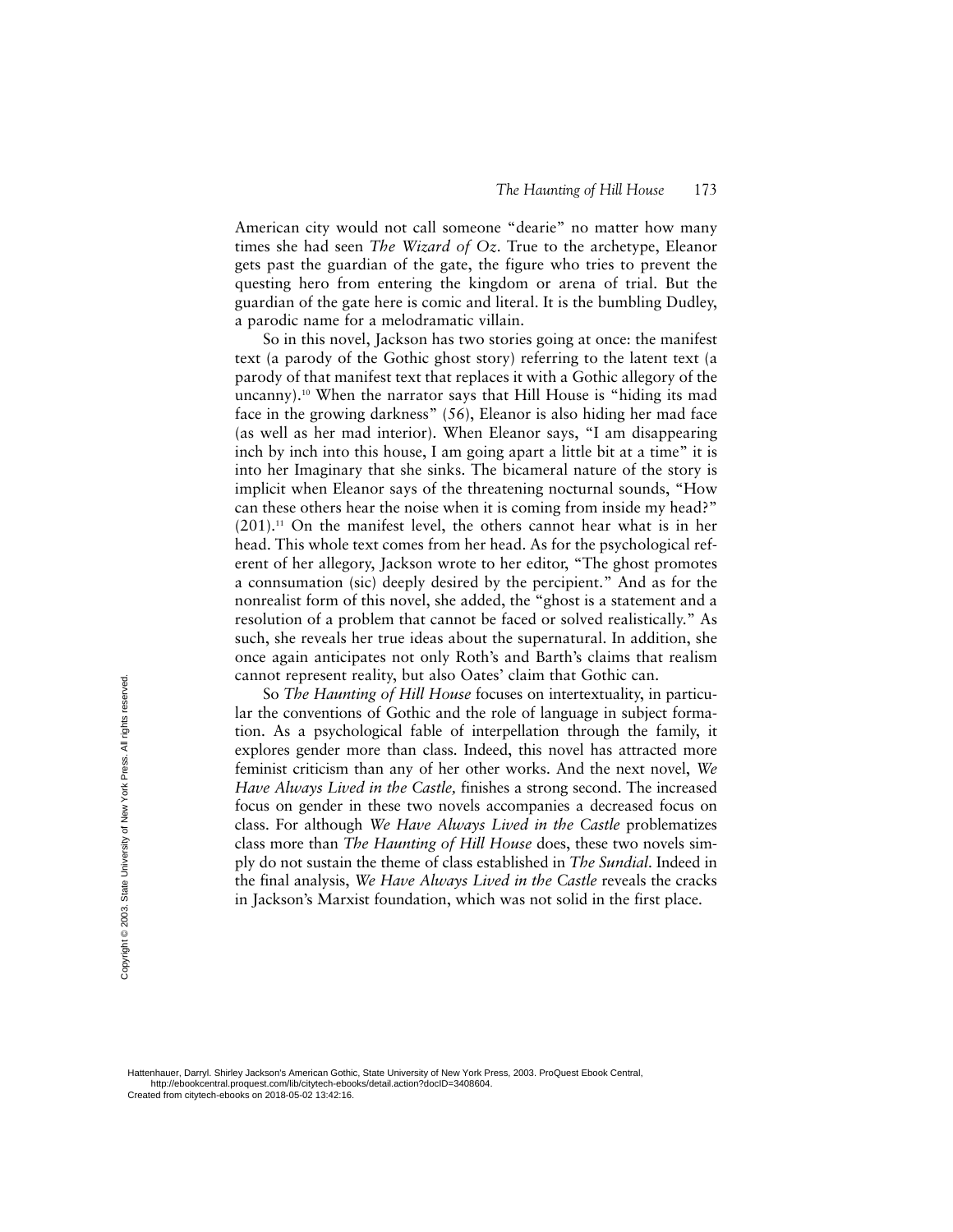American city would not call someone "dearie" no matter how many times she had seen *The Wizard of Oz*. True to the archetype, Eleanor gets past the guardian of the gate, the figure who tries to prevent the questing hero from entering the kingdom or arena of trial. But the guardian of the gate here is comic and literal. It is the bumbling Dudley, a parodic name for a melodramatic villain.

So in this novel, Jackson has two stories going at once: the manifest text (a parody of the Gothic ghost story) referring to the latent text (a parody of that manifest text that replaces it with a Gothic allegory of the uncanny).[10] When the narrator says that Hill House is "hiding its mad face in the growing darkness" (56), Eleanor is also hiding her mad face (as well as her mad interior). When Eleanor says, "I am disappearing inch by inch into this house, I am going apart a little bit at a time" it is into her Imaginary that she sinks. The bicameral nature of the story is implicit when Eleanor says of the threatening nocturnal sounds, "How can these others hear the noise when it is coming from inside my head?" (201).[11] On the manifest level, the others cannot hear what is in her head. This whole text comes from her head. As for the psychological referent of her allegory, Jackson wrote to her editor, "The ghost promotes a connsumation (sic) deeply desired by the percipient." And as for the nonrealist form of this novel, she added, the "ghost is a statement and a resolution of a problem that cannot be faced or solved realistically." As such, she reveals her true ideas about the supernatural. In addition, she once again anticipates not only Roth's and Barth's claims that realism cannot represent reality, but also Oates' claim that Gothic can.

So *The Haunting of Hill House* focuses on intertextuality, in particular the conventions of Gothic and the role of language in subject formation. As a psychological fable of interpellation through the family, it explores gender more than class. Indeed, this novel has attracted more feminist criticism than any of her other works. And the next novel, *We Have Always Lived in the Castle,* finishes a strong second. The increased focus on gender in these two novels accompanies a decreased focus on class. For although *We Have Always Lived in the Castle* problematizes class more than *The Haunting of Hill House* does, these two novels simply do not sustain the theme of class established in *The Sundial*. Indeed in the final analysis, *We Have Always Lived in the Castle* reveals the cracks in Jackson's Marxist foundation, which was not solid in the first place.